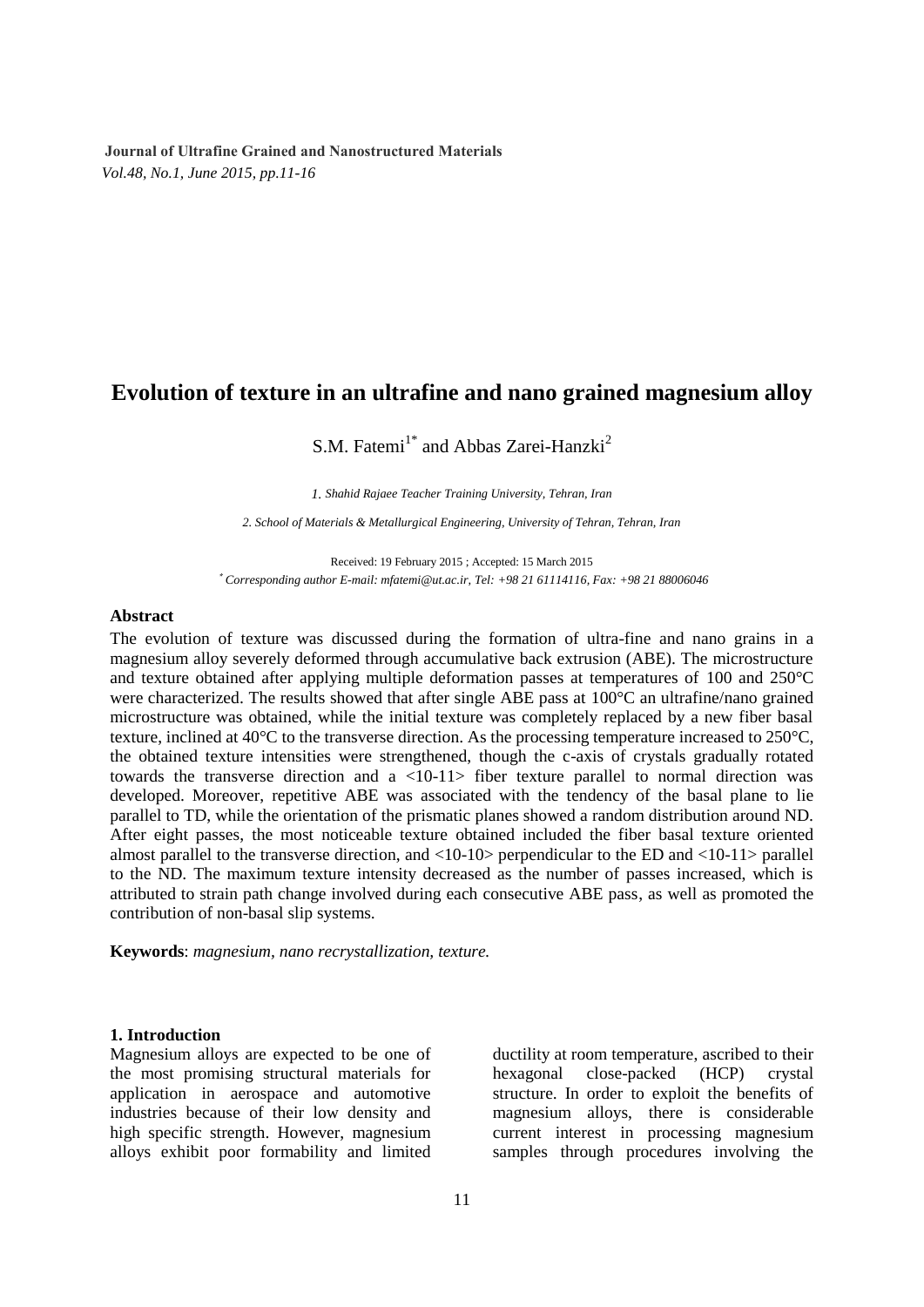**Journal of Ultrafine Grained and Nanostructured Materials**
*Vol.48, No.1, June 2015, pp.11-16*

# Evolution of texture in an ultrafine and nano grained magnesium alloy

S.M. Fatemi[1*] and Abbas Zarei-Hanzki[2]

*1. Shahid Rajaee Teacher Training University, Tehran, Iran*

*2. School of Materials & Metallurgical Engineering, University of Tehran, Tehran, Iran*

Received: 19 February 2015 ; Accepted: 15 March 2015

[*] *Corresponding author E-mail: mfatemi@ut.ac.ir, Tel: +98 21 61114116, Fax: +98 21 88006046*

## Abstract

The evolution of texture was discussed during the formation of ultra-fine and nano grains in a magnesium alloy severely deformed through accumulative back extrusion (ABE). The microstructure and texture obtained after applying multiple deformation passes at temperatures of 100 and 250°C were characterized. The results showed that after single ABE pass at 100°C an ultrafine/nano grained microstructure was obtained, while the initial texture was completely replaced by a new fiber basal texture, inclined at 40°C to the transverse direction. As the processing temperature increased to 250°C, the obtained texture intensities were strengthened, though the c-axis of crystals gradually rotated towards the transverse direction and a <10-11> fiber texture parallel to normal direction was developed. Moreover, repetitive ABE was associated with the tendency of the basal plane to lie parallel to TD, while the orientation of the prismatic planes showed a random distribution around ND. After eight passes, the most noticeable texture obtained included the fiber basal texture oriented almost parallel to the transverse direction, and <10-10> perpendicular to the ED and <10-11> parallel to the ND. The maximum texture intensity decreased as the number of passes increased, which is attributed to strain path change involved during each consecutive ABE pass, as well as promoted the contribution of non-basal slip systems.

**Keywords**: *magnesium, nano recrystallization, texture.*

## 1. Introduction

Magnesium alloys are expected to be one of the most promising structural materials for application in aerospace and automotive industries because of their low density and high specific strength. However, magnesium alloys exhibit poor formability and limited ductility at room temperature, ascribed to their hexagonal close-packed (HCP) crystal structure. In order to exploit the benefits of magnesium alloys, there is considerable current interest in processing magnesium samples through procedures involving the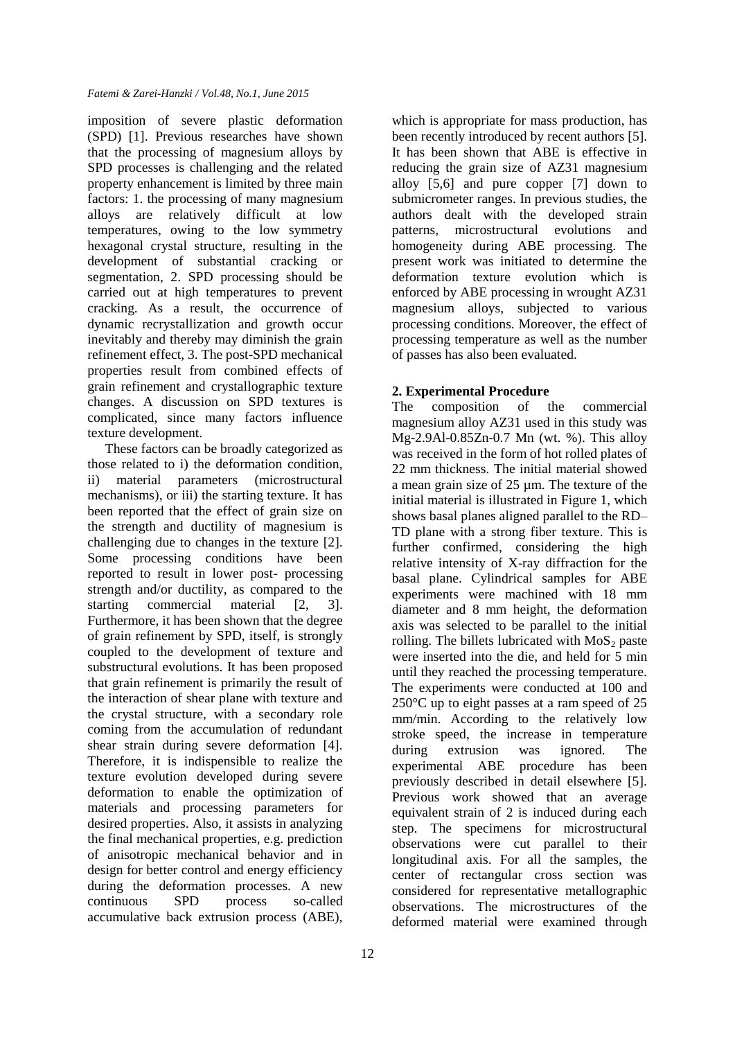imposition of severe plastic deformation (SPD) [1]. Previous researches have shown that the processing of magnesium alloys by SPD processes is challenging and the related property enhancement is limited by three main factors: 1. the processing of many magnesium alloys are relatively difficult at low temperatures, owing to the low symmetry hexagonal crystal structure, resulting in the development of substantial cracking or segmentation, 2. SPD processing should be carried out at high temperatures to prevent cracking. As a result, the occurrence of dynamic recrystallization and growth occur inevitably and thereby may diminish the grain refinement effect, 3. The post-SPD mechanical properties result from combined effects of grain refinement and crystallographic texture changes. A discussion on SPD textures is complicated, since many factors influence texture development.

These factors can be broadly categorized as those related to i) the deformation condition, ii) material parameters (microstructural mechanisms), or iii) the starting texture. It has been reported that the effect of grain size on the strength and ductility of magnesium is challenging due to changes in the texture [2]. Some processing conditions have been reported to result in lower post- processing strength and/or ductility, as compared to the starting commercial material [2, 3]. Furthermore, it has been shown that the degree of grain refinement by SPD, itself, is strongly coupled to the development of texture and substructural evolutions. It has been proposed that grain refinement is primarily the result of the interaction of shear plane with texture and the crystal structure, with a secondary role coming from the accumulation of redundant shear strain during severe deformation [4]. Therefore, it is indispensible to realize the texture evolution developed during severe deformation to enable the optimization of materials and processing parameters for desired properties. Also, it assists in analyzing the final mechanical properties, e.g. prediction of anisotropic mechanical behavior and in design for better control and energy efficiency during the deformation processes. A new continuous SPD process so-called accumulative back extrusion process (ABE), which is appropriate for mass production, has been recently introduced by recent authors [5]. It has been shown that ABE is effective in reducing the grain size of AZ31 magnesium alloy [5,6] and pure copper [7] down to submicrometer ranges. In previous studies, the authors dealt with the developed strain patterns, microstructural evolutions and homogeneity during ABE processing. The present work was initiated to determine the deformation texture evolution which is enforced by ABE processing in wrought AZ31 magnesium alloys, subjected to various processing conditions. Moreover, the effect of processing temperature as well as the number of passes has also been evaluated.

## 2. Experimental Procedure

The composition of the commercial magnesium alloy AZ31 used in this study was Mg-2.9Al-0.85Zn-0.7 Mn (wt. %). This alloy was received in the form of hot rolled plates of 22 mm thickness. The initial material showed a mean grain size of 25 µm. The texture of the initial material is illustrated in Figure 1, which shows basal planes aligned parallel to the RD–TD plane with a strong fiber texture. This is further confirmed, considering the high relative intensity of X-ray diffraction for the basal plane. Cylindrical samples for ABE experiments were machined with 18 mm diameter and 8 mm height, the deformation axis was selected to be parallel to the initial rolling. The billets lubricated with $MoS_2$ paste were inserted into the die, and held for 5 min until they reached the processing temperature. The experiments were conducted at 100 and 250°C up to eight passes at a ram speed of 25 mm/min. According to the relatively low stroke speed, the increase in temperature during extrusion was ignored. The experimental ABE procedure has been previously described in detail elsewhere [5]. Previous work showed that an average equivalent strain of 2 is induced during each step. The specimens for microstructural observations were cut parallel to their longitudinal axis. For all the samples, the center of rectangular cross section was considered for representative metallographic observations. The microstructures of the deformed material were examined through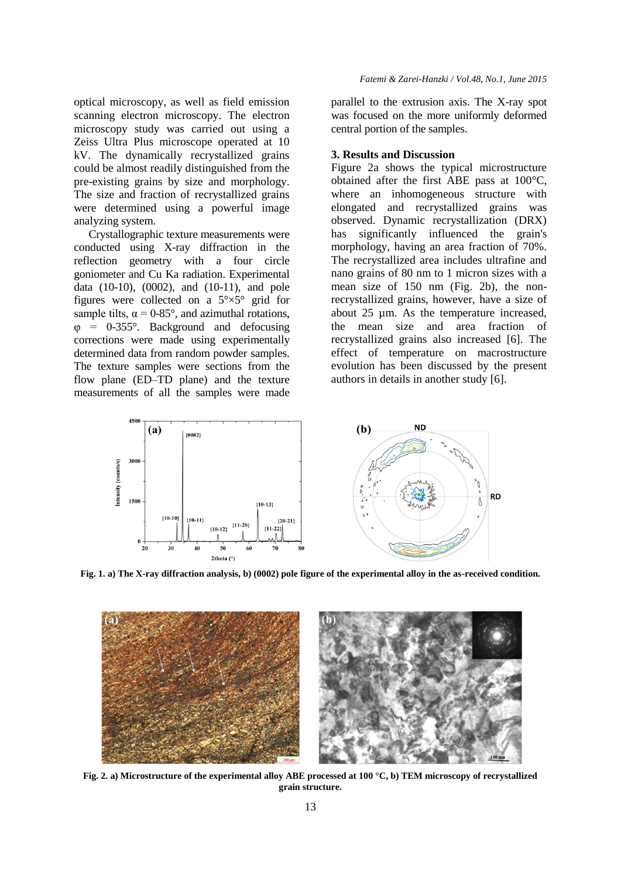optical microscopy, as well as field emission scanning electron microscopy. The electron microscopy study was carried out using a Zeiss Ultra Plus microscope operated at 10 kV. The dynamically recrystallized grains could be almost readily distinguished from the pre-existing grains by size and morphology. The size and fraction of recrystallized grains were determined using a powerful image analyzing system.

Crystallographic texture measurements were conducted using X-ray diffraction in the reflection geometry with a four circle goniometer and Cu Ka radiation. Experimental data (10-10), (0002), and (10-11), and pole figures were collected on a 5°×5° grid for sample tilts, $\alpha = 0\text{-}85°$, and azimuthal rotations, $\varphi = 0\text{-}355°$. Background and defocusing corrections were made using experimentally determined data from random powder samples. The texture samples were sections from the flow plane (ED–TD plane) and the texture measurements of all the samples were made parallel to the extrusion axis. The X-ray spot was focused on the more uniformly deformed central portion of the samples.

## 3. Results and Discussion

Figure 2a shows the typical microstructure obtained after the first ABE pass at 100°C, where an inhomogeneous structure with elongated and recrystallized grains was observed. Dynamic recrystallization (DRX) has significantly influenced the grain's morphology, having an area fraction of 70%. The recrystallized area includes ultrafine and nano grains of 80 nm to 1 micron sizes with a mean size of 150 nm (Fig. 2b), the non-recrystallized grains, however, have a size of about 25 µm. As the temperature increased, the mean size and area fraction of recrystallized grains also increased [6]. The effect of temperature on macrostructure evolution has been discussed by the present authors in details in another study [6].

**Fig. 1. a) The X-ray diffraction analysis, b) (0002) pole figure of the experimental alloy in the as-received condition.**

**Fig. 2. a) Microstructure of the experimental alloy ABE processed at 100 °C, b) TEM microscopy of recrystallized grain structure.**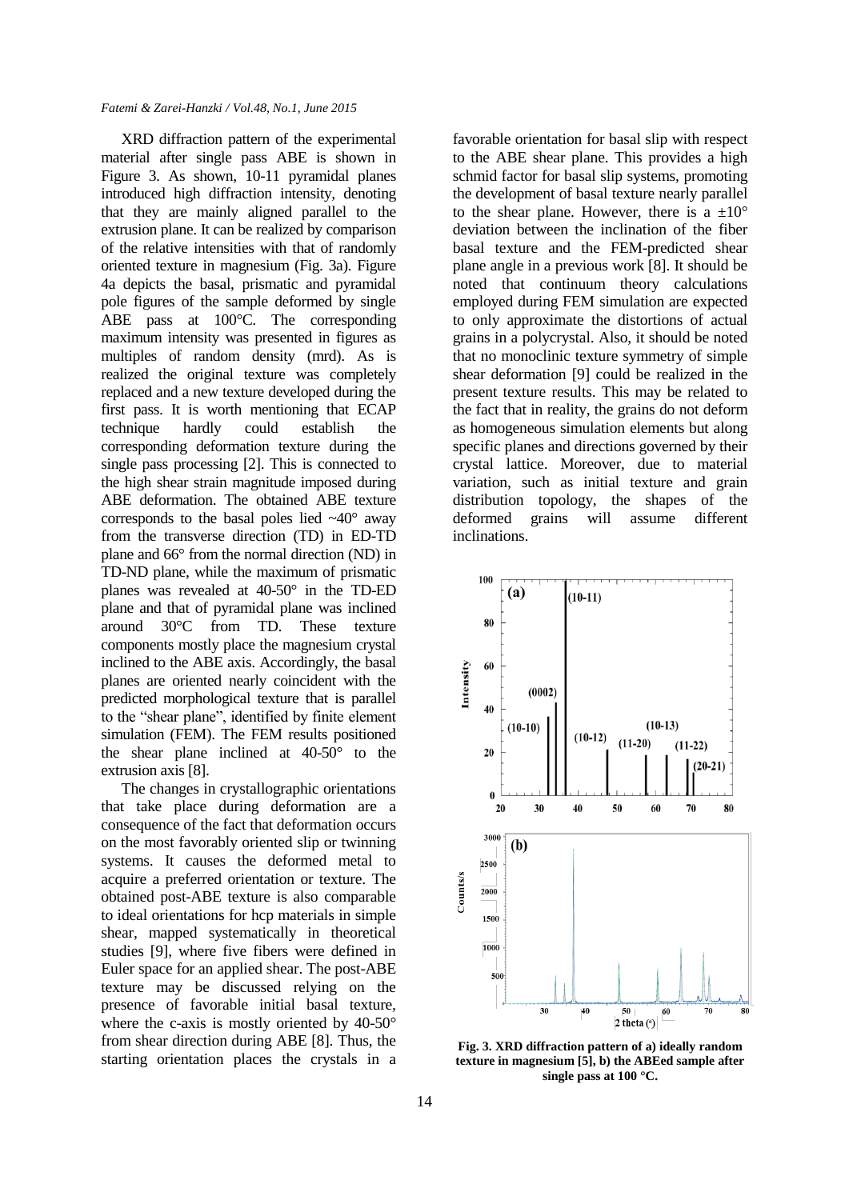XRD diffraction pattern of the experimental material after single pass ABE is shown in Figure 3. As shown, 10-11 pyramidal planes introduced high diffraction intensity, denoting that they are mainly aligned parallel to the extrusion plane. It can be realized by comparison of the relative intensities with that of randomly oriented texture in magnesium (Fig. 3a). Figure 4a depicts the basal, prismatic and pyramidal pole figures of the sample deformed by single ABE pass at 100°C. The corresponding maximum intensity was presented in figures as multiples of random density (mrd). As is realized the original texture was completely replaced and a new texture developed during the first pass. It is worth mentioning that ECAP technique hardly could establish the corresponding deformation texture during the single pass processing [2]. This is connected to the high shear strain magnitude imposed during ABE deformation. The obtained ABE texture corresponds to the basal poles lied ~40° away from the transverse direction (TD) in ED-TD plane and 66° from the normal direction (ND) in TD-ND plane, while the maximum of prismatic planes was revealed at 40-50° in the TD-ED plane and that of pyramidal plane was inclined around 30°C from TD. These texture components mostly place the magnesium crystal inclined to the ABE axis. Accordingly, the basal planes are oriented nearly coincident with the predicted morphological texture that is parallel to the "shear plane", identified by finite element simulation (FEM). The FEM results positioned the shear plane inclined at 40-50° to the extrusion axis [8].

The changes in crystallographic orientations that take place during deformation are a consequence of the fact that deformation occurs on the most favorably oriented slip or twinning systems. It causes the deformed metal to acquire a preferred orientation or texture. The obtained post-ABE texture is also comparable to ideal orientations for hcp materials in simple shear, mapped systematically in theoretical studies [9], where five fibers were defined in Euler space for an applied shear. The post-ABE texture may be discussed relying on the presence of favorable initial basal texture, where the c-axis is mostly oriented by 40-50° from shear direction during ABE [8]. Thus, the starting orientation places the crystals in a favorable orientation for basal slip with respect to the ABE shear plane. This provides a high schmid factor for basal slip systems, promoting the development of basal texture nearly parallel to the shear plane. However, there is a ±10° deviation between the inclination of the fiber basal texture and the FEM-predicted shear plane angle in a previous work [8]. It should be noted that continuum theory calculations employed during FEM simulation are expected to only approximate the distortions of actual grains in a polycrystal. Also, it should be noted that no monoclinic texture symmetry of simple shear deformation [9] could be realized in the present texture results. This may be related to the fact that in reality, the grains do not deform as homogeneous simulation elements but along specific planes and directions governed by their crystal lattice. Moreover, due to material variation, such as initial texture and grain distribution topology, the shapes of the deformed grains will assume different inclinations.

**Fig. 3. XRD diffraction pattern of a) ideally random texture in magnesium [5], b) the ABEed sample after single pass at 100 °C.**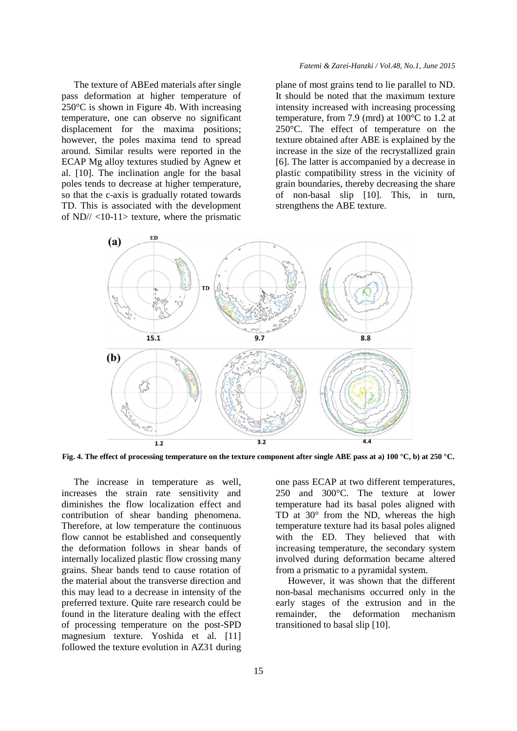The texture of ABEed materials after single pass deformation at higher temperature of 250°C is shown in Figure 4b. With increasing temperature, one can observe no significant displacement for the maxima positions; however, the poles maxima tend to spread around. Similar results were reported in the ECAP Mg alloy textures studied by Agnew et al. [10]. The inclination angle for the basal poles tends to decrease at higher temperature, so that the c-axis is gradually rotated towards TD. This is associated with the development of ND// <10-11> texture, where the prismatic plane of most grains tend to lie parallel to ND. It should be noted that the maximum texture intensity increased with increasing processing temperature, from 7.9 (mrd) at 100°C to 1.2 at 250°C. The effect of temperature on the texture obtained after ABE is explained by the increase in the size of the recrystallized grain [6]. The latter is accompanied by a decrease in plastic compatibility stress in the vicinity of grain boundaries, thereby decreasing the share of non-basal slip [10]. This, in turn, strengthens the ABE texture.

**Fig. 4. The effect of processing temperature on the texture component after single ABE pass at a) 100 °C, b) at 250 °C.**

The increase in temperature as well, increases the strain rate sensitivity and diminishes the flow localization effect and contribution of shear banding phenomena. Therefore, at low temperature the continuous flow cannot be established and consequently the deformation follows in shear bands of internally localized plastic flow crossing many grains. Shear bands tend to cause rotation of the material about the transverse direction and this may lead to a decrease in intensity of the preferred texture. Quite rare research could be found in the literature dealing with the effect of processing temperature on the post-SPD magnesium texture. Yoshida et al. [11] followed the texture evolution in AZ31 during one pass ECAP at two different temperatures, 250 and 300°C. The texture at lower temperature had its basal poles aligned with TD at 30° from the ND, whereas the high temperature texture had its basal poles aligned with the ED. They believed that with increasing temperature, the secondary system involved during deformation became altered from a prismatic to a pyramidal system.

However, it was shown that the different non-basal mechanisms occurred only in the early stages of the extrusion and in the remainder, the deformation mechanism transitioned to basal slip [10].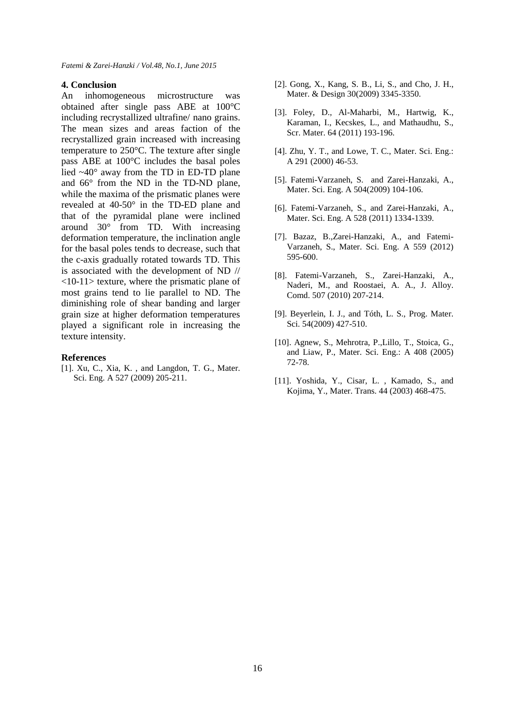## 4. Conclusion

An inhomogeneous microstructure was obtained after single pass ABE at 100°C including recrystallized ultrafine/ nano grains. The mean sizes and areas faction of the recrystallized grain increased with increasing temperature to 250°C. The texture after single pass ABE at 100°C includes the basal poles lied ~40° away from the TD in ED-TD plane and 66° from the ND in the TD-ND plane, while the maxima of the prismatic planes were revealed at 40-50° in the TD-ED plane and that of the pyramidal plane were inclined around 30° from TD. With increasing deformation temperature, the inclination angle for the basal poles tends to decrease, such that the c-axis gradually rotated towards TD. This is associated with the development of ND // <10-11> texture, where the prismatic plane of most grains tend to lie parallel to ND. The diminishing role of shear banding and larger grain size at higher deformation temperatures played a significant role in increasing the texture intensity.

## References

[1]. Xu, C., Xia, K. , and Langdon, T. G., Mater. Sci. Eng. A 527 (2009) 205-211.

[2]. Gong, X., Kang, S. B., Li, S., and Cho, J. H., Mater. & Design 30(2009) 3345-3350.

[3]. Foley, D., Al-Maharbi, M., Hartwig, K., Karaman, I., Kecskes, L., and Mathaudhu, S., Scr. Mater. 64 (2011) 193-196.

[4]. Zhu, Y. T., and Lowe, T. C., Mater. Sci. Eng.: A 291 (2000) 46-53.

[5]. Fatemi-Varzaneh, S. and Zarei-Hanzaki, A., Mater. Sci. Eng. A 504(2009) 104-106.

[6]. Fatemi-Varzaneh, S., and Zarei-Hanzaki, A., Mater. Sci. Eng. A 528 (2011) 1334-1339.

[7]. Bazaz, B.,Zarei-Hanzaki, A., and Fatemi-Varzaneh, S., Mater. Sci. Eng. A 559 (2012) 595-600.

[8]. Fatemi-Varzaneh, S., Zarei-Hanzaki, A., Naderi, M., and Roostaei, A. A., J. Alloy. Comd. 507 (2010) 207-214.

[9]. Beyerlein, I. J., and Tóth, L. S., Prog. Mater. Sci. 54(2009) 427-510.

[10]. Agnew, S., Mehrotra, P.,Lillo, T., Stoica, G., and Liaw, P., Mater. Sci. Eng.: A 408 (2005) 72-78.

[11]. Yoshida, Y., Cisar, L. , Kamado, S., and Kojima, Y., Mater. Trans. 44 (2003) 468-475.